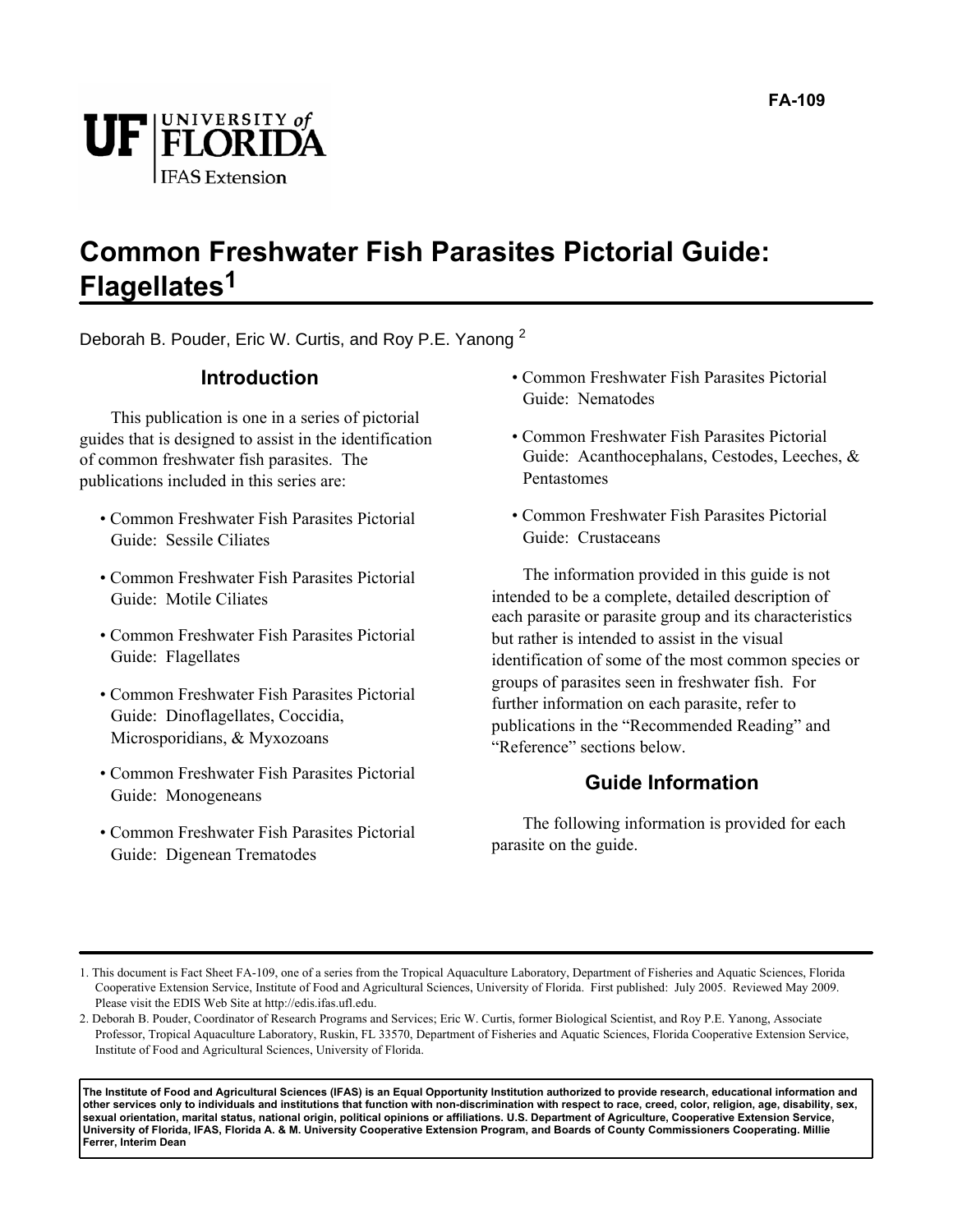FA-109

# Common Freshwater Fish Parasites Pictorial Guide: Flagellates[1]

Deborah B. Pouder, Eric W. Curtis, and Roy P.E. Yanong [2]

## Introduction

This publication is one in a series of pictorial guides that is designed to assist in the identification of common freshwater fish parasites. The publications included in this series are:

- Common Freshwater Fish Parasites Pictorial Guide: Sessile Ciliates
- Common Freshwater Fish Parasites Pictorial Guide: Motile Ciliates
- Common Freshwater Fish Parasites Pictorial Guide: Flagellates
- Common Freshwater Fish Parasites Pictorial Guide: Dinoflagellates, Coccidia, Microsporidians, & Myxozoans
- Common Freshwater Fish Parasites Pictorial Guide: Monogeneans
- Common Freshwater Fish Parasites Pictorial Guide: Digenean Trematodes
- Common Freshwater Fish Parasites Pictorial Guide: Nematodes
- Common Freshwater Fish Parasites Pictorial Guide: Acanthocephalans, Cestodes, Leeches, & Pentastomes
- Common Freshwater Fish Parasites Pictorial Guide: Crustaceans

The information provided in this guide is not intended to be a complete, detailed description of each parasite or parasite group and its characteristics but rather is intended to assist in the visual identification of some of the most common species or groups of parasites seen in freshwater fish. For further information on each parasite, refer to publications in the "Recommended Reading" and "Reference" sections below.

## Guide Information

The following information is provided for each parasite on the guide.

---

1. This document is Fact Sheet FA-109, one of a series from the Tropical Aquaculture Laboratory, Department of Fisheries and Aquatic Sciences, Florida Cooperative Extension Service, Institute of Food and Agricultural Sciences, University of Florida. First published: July 2005. Reviewed May 2009. Please visit the EDIS Web Site at http://edis.ifas.ufl.edu.

2. Deborah B. Pouder, Coordinator of Research Programs and Services; Eric W. Curtis, former Biological Scientist, and Roy P.E. Yanong, Associate Professor, Tropical Aquaculture Laboratory, Ruskin, FL 33570, Department of Fisheries and Aquatic Sciences, Florida Cooperative Extension Service, Institute of Food and Agricultural Sciences, University of Florida.

**The Institute of Food and Agricultural Sciences (IFAS) is an Equal Opportunity Institution authorized to provide research, educational information and other services only to individuals and institutions that function with non-discrimination with respect to race, creed, color, religion, age, disability, sex, sexual orientation, marital status, national origin, political opinions or affiliations. U.S. Department of Agriculture, Cooperative Extension Service, University of Florida, IFAS, Florida A. & M. University Cooperative Extension Program, and Boards of County Commissioners Cooperating. Millie Ferrer, Interim Dean**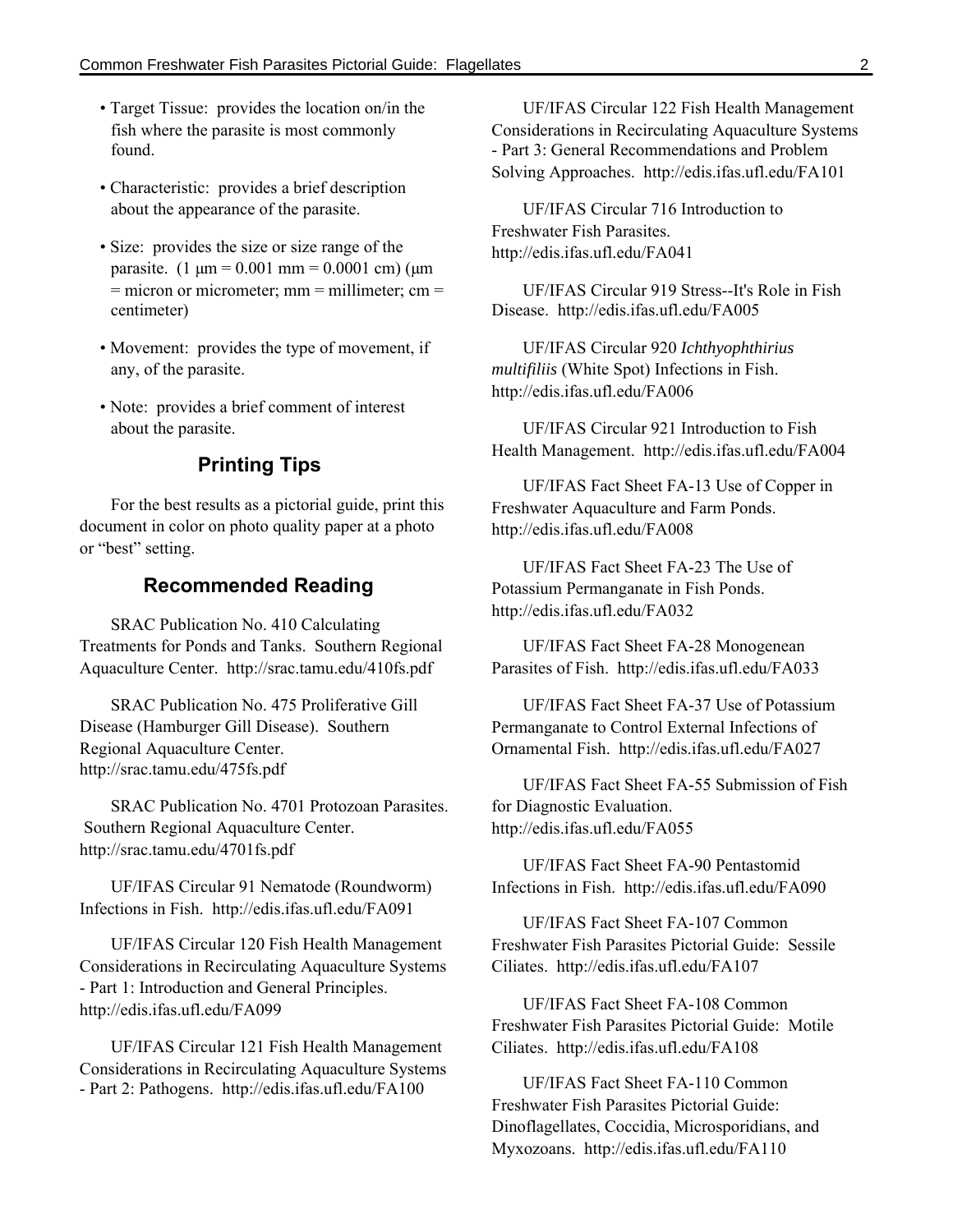- Target Tissue: provides the location on/in the fish where the parasite is most commonly found.
- Characteristic: provides a brief description about the appearance of the parasite.
- Size: provides the size or size range of the parasite. (1 μm = 0.001 mm = 0.0001 cm) (μm = micron or micrometer; mm = millimeter; cm = centimeter)
- Movement: provides the type of movement, if any, of the parasite.
- Note: provides a brief comment of interest about the parasite.

## Printing Tips

For the best results as a pictorial guide, print this document in color on photo quality paper at a photo or “best” setting.

## Recommended Reading

SRAC Publication No. 410 Calculating Treatments for Ponds and Tanks. Southern Regional Aquaculture Center. http://srac.tamu.edu/410fs.pdf

SRAC Publication No. 475 Proliferative Gill Disease (Hamburger Gill Disease). Southern Regional Aquaculture Center. http://srac.tamu.edu/475fs.pdf

SRAC Publication No. 4701 Protozoan Parasites. Southern Regional Aquaculture Center. http://srac.tamu.edu/4701fs.pdf

UF/IFAS Circular 91 Nematode (Roundworm) Infections in Fish. http://edis.ifas.ufl.edu/FA091

UF/IFAS Circular 120 Fish Health Management Considerations in Recirculating Aquaculture Systems - Part 1: Introduction and General Principles. http://edis.ifas.ufl.edu/FA099

UF/IFAS Circular 121 Fish Health Management Considerations in Recirculating Aquaculture Systems - Part 2: Pathogens. http://edis.ifas.ufl.edu/FA100

UF/IFAS Circular 122 Fish Health Management Considerations in Recirculating Aquaculture Systems - Part 3: General Recommendations and Problem Solving Approaches. http://edis.ifas.ufl.edu/FA101

UF/IFAS Circular 716 Introduction to Freshwater Fish Parasites. http://edis.ifas.ufl.edu/FA041

UF/IFAS Circular 919 Stress--It's Role in Fish Disease. http://edis.ifas.ufl.edu/FA005

UF/IFAS Circular 920 *Ichthyophthirius multifiliis* (White Spot) Infections in Fish. http://edis.ifas.ufl.edu/FA006

UF/IFAS Circular 921 Introduction to Fish Health Management. http://edis.ifas.ufl.edu/FA004

UF/IFAS Fact Sheet FA-13 Use of Copper in Freshwater Aquaculture and Farm Ponds. http://edis.ifas.ufl.edu/FA008

UF/IFAS Fact Sheet FA-23 The Use of Potassium Permanganate in Fish Ponds. http://edis.ifas.ufl.edu/FA032

UF/IFAS Fact Sheet FA-28 Monogenean Parasites of Fish. http://edis.ifas.ufl.edu/FA033

UF/IFAS Fact Sheet FA-37 Use of Potassium Permanganate to Control External Infections of Ornamental Fish. http://edis.ifas.ufl.edu/FA027

UF/IFAS Fact Sheet FA-55 Submission of Fish for Diagnostic Evaluation. http://edis.ifas.ufl.edu/FA055

UF/IFAS Fact Sheet FA-90 Pentastomid Infections in Fish. http://edis.ifas.ufl.edu/FA090

UF/IFAS Fact Sheet FA-107 Common Freshwater Fish Parasites Pictorial Guide: Sessile Ciliates. http://edis.ifas.ufl.edu/FA107

UF/IFAS Fact Sheet FA-108 Common Freshwater Fish Parasites Pictorial Guide: Motile Ciliates. http://edis.ifas.ufl.edu/FA108

UF/IFAS Fact Sheet FA-110 Common Freshwater Fish Parasites Pictorial Guide: Dinoflagellates, Coccidia, Microsporidians, and Myxozoans. http://edis.ifas.ufl.edu/FA110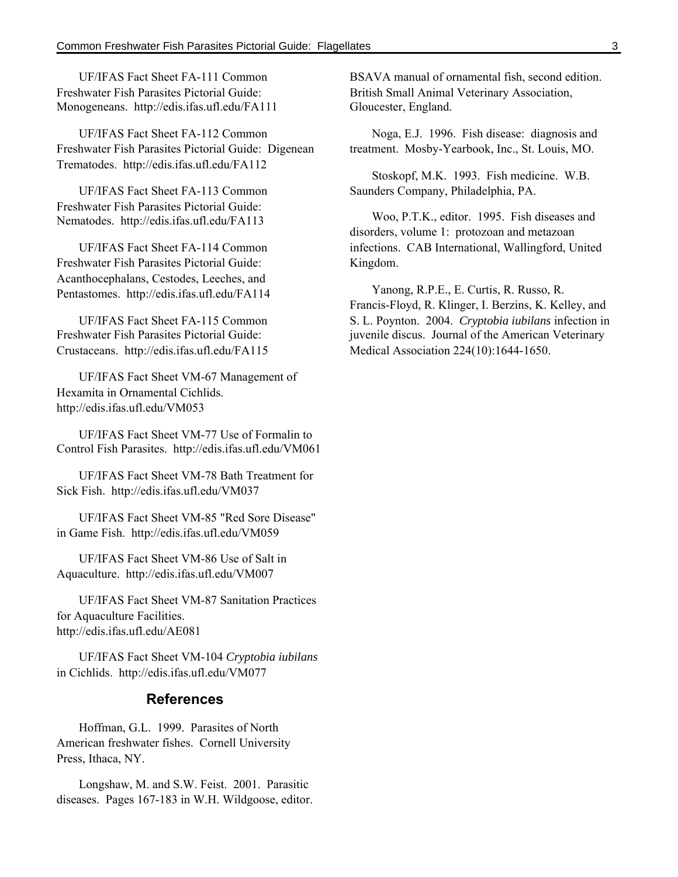UF/IFAS Fact Sheet FA-111 Common Freshwater Fish Parasites Pictorial Guide: Monogeneans. http://edis.ifas.ufl.edu/FA111

UF/IFAS Fact Sheet FA-112 Common Freshwater Fish Parasites Pictorial Guide: Digenean Trematodes. http://edis.ifas.ufl.edu/FA112

UF/IFAS Fact Sheet FA-113 Common Freshwater Fish Parasites Pictorial Guide: Nematodes. http://edis.ifas.ufl.edu/FA113

UF/IFAS Fact Sheet FA-114 Common Freshwater Fish Parasites Pictorial Guide: Acanthocephalans, Cestodes, Leeches, and Pentastomes. http://edis.ifas.ufl.edu/FA114

UF/IFAS Fact Sheet FA-115 Common Freshwater Fish Parasites Pictorial Guide: Crustaceans. http://edis.ifas.ufl.edu/FA115

UF/IFAS Fact Sheet VM-67 Management of Hexamita in Ornamental Cichlids. http://edis.ifas.ufl.edu/VM053

UF/IFAS Fact Sheet VM-77 Use of Formalin to Control Fish Parasites. http://edis.ifas.ufl.edu/VM061

UF/IFAS Fact Sheet VM-78 Bath Treatment for Sick Fish. http://edis.ifas.ufl.edu/VM037

UF/IFAS Fact Sheet VM-85 "Red Sore Disease" in Game Fish. http://edis.ifas.ufl.edu/VM059

UF/IFAS Fact Sheet VM-86 Use of Salt in Aquaculture. http://edis.ifas.ufl.edu/VM007

UF/IFAS Fact Sheet VM-87 Sanitation Practices for Aquaculture Facilities. http://edis.ifas.ufl.edu/AE081

UF/IFAS Fact Sheet VM-104 *Cryptobia iubilans* in Cichlids. http://edis.ifas.ufl.edu/VM077

## References

Hoffman, G.L. 1999. Parasites of North American freshwater fishes. Cornell University Press, Ithaca, NY.

Longshaw, M. and S.W. Feist. 2001. Parasitic diseases. Pages 167-183 in W.H. Wildgoose, editor. BSAVA manual of ornamental fish, second edition. British Small Animal Veterinary Association, Gloucester, England.

Noga, E.J. 1996. Fish disease: diagnosis and treatment. Mosby-Yearbook, Inc., St. Louis, MO.

Stoskopf, M.K. 1993. Fish medicine. W.B. Saunders Company, Philadelphia, PA.

Woo, P.T.K., editor. 1995. Fish diseases and disorders, volume 1: protozoan and metazoan infections. CAB International, Wallingford, United Kingdom.

Yanong, R.P.E., E. Curtis, R. Russo, R. Francis-Floyd, R. Klinger, I. Berzins, K. Kelley, and S. L. Poynton. 2004. *Cryptobia iubilans* infection in juvenile discus. Journal of the American Veterinary Medical Association 224(10):1644-1650.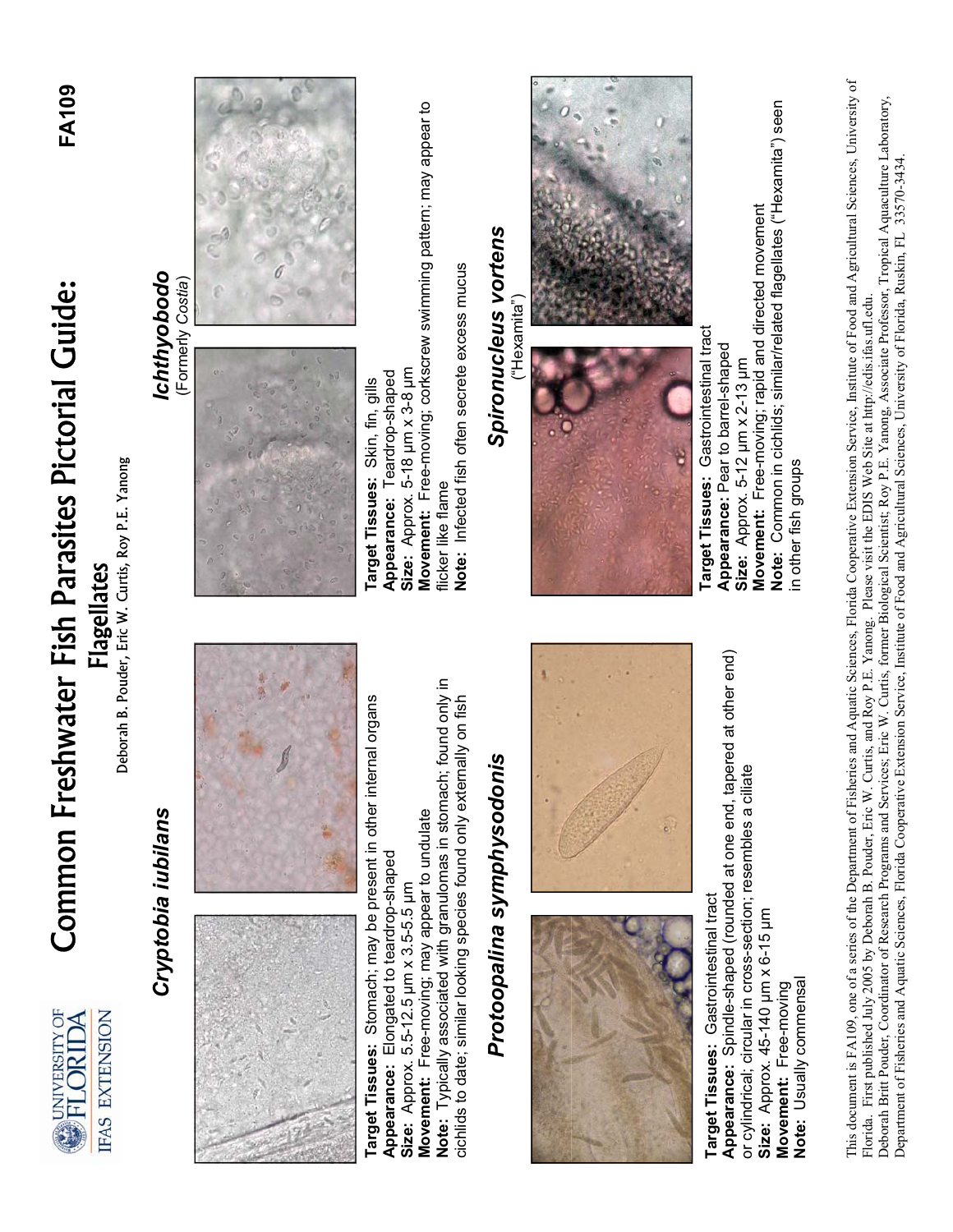# Common Freshwater Fish Parasites Pictorial Guide:

## Flagellates

Deborah B. Pouder, Eric W. Curtis, Roy P.E. Yanong

FA109

### *Cryptobia iubilans*

**Target Tissues:** Stomach; may be present in other internal organs
**Appearance:** Elongated to teardrop-shaped
**Size:** Approx. 5.5-12.5 µm x 3.5-5.5 µm
**Movement:** Free-moving; may appear to undulate
**Note:** Typically associated with granulomas in stomach; found only in cichlids to date; similar looking species found only externally on fish

### *Ichthyobodo*

(Formerly *Costia*)

**Target Tissues:** Skin, fin, gills
**Appearance:** Teardrop-shaped
**Size:** Approx. 5-18 µm x 3-8 µm
**Movement:** Free-moving; corkscrew swimming pattern; may appear to flicker like flame
**Note:** Infected fish often secrete excess mucus

### *Protoopalina symphysodonis*

**Target Tissues:** Gastrointestinal tract
**Appearance:** Spindle-shaped (rounded at one end, tapered at other end) or cylindrical; circular in cross-section; resembles a ciliate
**Size:** Approx. 45-140 µm x 6-15 µm
**Movement:** Free-moving
**Note:** Usually commensal

### *Spironucleus vortens*

("Hexamita")

**Target Tissues:** Gastrointestinal tract
**Appearance:** Pear to barrel-shaped
**Size:** Approx. 5-12 µm x 2-13 µm
**Movement:** Free-moving; rapid and directed movement
**Note:** Common in cichlids; similar/related flagellates ("Hexamita") seen in other fish groups

This document is FA109, one of a series of the Department of Fisheries and Aquatic Sciences, Florida Cooperative Extension Service, Institute of Food and Agricultural Sciences, University of Florida. First published July 2005 by Deborah B. Pouder, Eric W. Curtis, and Roy P.E. Yanong. Please visit the EDIS Web Site at http://edis.ifas.ufl.edu.
Deborah Britt Pouder, Coordinator of Research Programs and Services; Eric W. Curtis, former Biological Scientist; Roy P.E. Yanong, Associate Professor, Tropical Aquaculture Laboratory, Department of Fisheries and Aquatic Sciences, Florida Cooperative Extension Service, Institute of Food and Agricultural Sciences, University of Florida, Ruskin, FL 33570-3434.